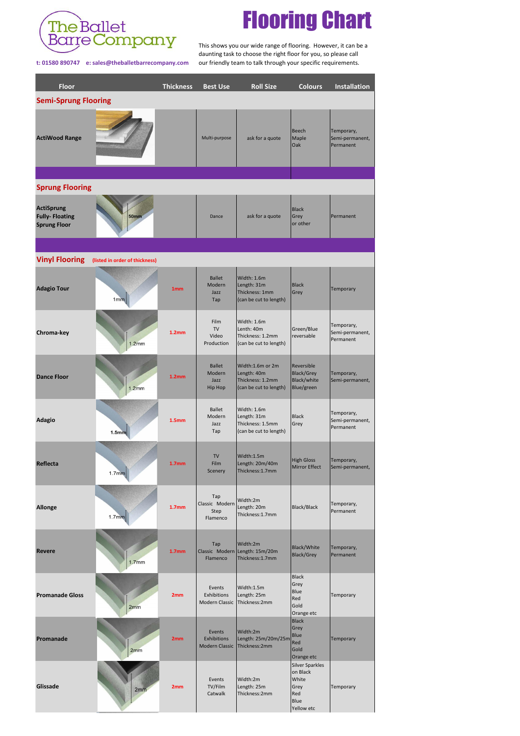The Ballet Barre Company

t: 01580 890747  e: sales@theballetbarrecompany.com

# Flooring Chart

This shows you our wide range of flooring. However, it can be a daunting task to choose the right floor for you, so please call our friendly team to talk through your specific requirements.

| Floor | Thickness | Best Use | Roll Size | Colours | Installation |
|---|---|---|---|---|---|
| **Semi-Sprung Flooring** | | | | | |
| **ActiWood Range** | | Multi-purpose | ask for a quote | Beech Maple Oak | Temporary, Semi-permanent, Permanent |
| **Sprung Flooring** | | | | | |
| **ActiSprung Fully- Floating Sprung Floor** (50mm) | | Dance | ask for a quote | Black Grey or other | Permanent |
| **Vinyl Flooring** (listed in order of thickness) | | | | | |
| **Adagio Tour** | 1mm | Ballet Modern Jazz Tap | Width: 1.6m Length: 31m Thickness: 1mm (can be cut to length) | Black Grey | Temporary |
| **Chroma-key** | 1.2mm | Film TV Video Production | Width: 1.6m Lenth: 40m Thickness: 1.2mm (can be cut to length) | Green/Blue reversable | Temporary, Semi-permanent, Permanent |
| **Dance Floor** | 1.2mm | Ballet Modern Jazz Hip Hop | Width:1.6m or 2m Length: 40m Thickness: 1.2mm (can be cut to length) | Reversible Black/Grey Black/white Blue/green | Temporary, Semi-permanent, |
| **Adagio** | 1.5mm | Ballet Modern Jazz Tap | Width: 1.6m Length: 31m Thickness: 1.5mm (can be cut to length) | Black Grey | Temporary, Semi-permanent, Permanent |
| **Reflecta** | 1.7mm | TV Film Scenery | Width:1.5m Length: 20m/40m Thickness:1.7mm | High Gloss Mirror Effect | Temporary, Semi-permanent, |
| **Allonge** | 1.7mm | Tap Classic Modern Step Flamenco | Width:2m Length: 20m Thickness:1.7mm | Black/Black | Temporary, Permanent |
| **Revere** | 1.7mm | Tap Classic Modern Flamenco | Width:2m Length: 15m/20m Thickness:1.7mm | Black/White Black/Grey | Temporary, Permanent |
| **Promanade Gloss** | 2mm | Events Exhibitions Modern Classic | Width:1.5m Length: 25m Thickness:2mm | Black Grey Blue Red Gold Orange etc | Temporary |
| **Promanade** | 2mm | Events Exhibitions Modern Classic | Width:2m Length: 25m/20m/25m Thickness:2mm | Black Grey Blue Red Gold Orange etc | Temporary |
| **Glissade** | 2mm | Events TV/Film Catwalk | Width:2m Length: 25m Thickness:2mm | Silver Sparkles on Black White Grey Red Blue Yellow etc | Temporary |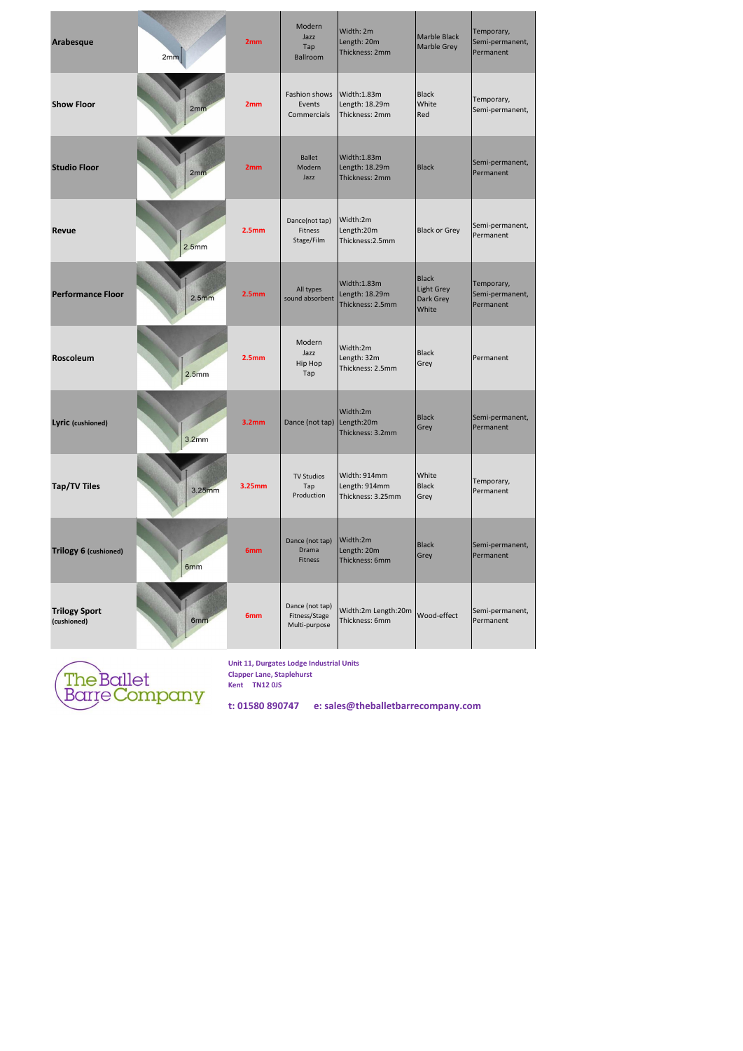| | | | | | | |
|---|---|---|---|---|---|---|
| **Arabesque** | 2mm | 2mm | Modern Jazz Tap Ballroom | Width: 2m Length: 20m Thickness: 2mm | Marble Black Marble Grey | Temporary, Semi-permanent, Permanent |
| **Show Floor** | 2mm | 2mm | Fashion shows Events Commercials | Width:1.83m Length: 18.29m Thickness: 2mm | Black White Red | Temporary, Semi-permanent, |
| **Studio Floor** | 2mm | 2mm | Ballet Modern Jazz | Width:1.83m Length: 18.29m Thickness: 2mm | Black | Semi-permanent, Permanent |
| **Revue** | 2.5mm | 2.5mm | Dance(not tap) Fitness Stage/Film | Width:2m Length:20m Thickness:2.5mm | Black or Grey | Semi-permanent, Permanent |
| **Performance Floor** | 2.5mm | 2.5mm | All types sound absorbent | Width:1.83m Length: 18.29m Thickness: 2.5mm | Black Light Grey Dark Grey White | Temporary, Semi-permanent, Permanent |
| **Roscoleum** | 2.5mm | 2.5mm | Modern Jazz Hip Hop Tap | Width:2m Length: 32m Thickness: 2.5mm | Black Grey | Permanent |
| **Lyric** (cushioned) | 3.2mm | 3.2mm | Dance (not tap) | Width:2m Length:20m Thickness: 3.2mm | Black Grey | Semi-permanent, Permanent |
| **Tap/TV Tiles** | 3.25mm | 3.25mm | TV Studios Tap Production | Width: 914mm Length: 914mm Thickness: 3.25mm | White Black Grey | Temporary, Permanent |
| **Trilogy 6** (cushioned) | 6mm | 6mm | Dance (not tap) Drama Fitness | Width:2m Length: 20m Thickness: 6mm | Black Grey | Semi-permanent, Permanent |
| **Trilogy Sport** (cushioned) | 6mm | 6mm | Dance (not tap) Fitness/Stage Multi-purpose | Width:2m Length:20m Thickness: 6mm | Wood-effect | Semi-permanent, Permanent |

The Ballet Barre Company

Unit 11, Durgates Lodge Industrial Units
Clapper Lane, Staplehurst
Kent TN12 0JS

t: 01580 890747 e: sales@theballetbarrecompany.com